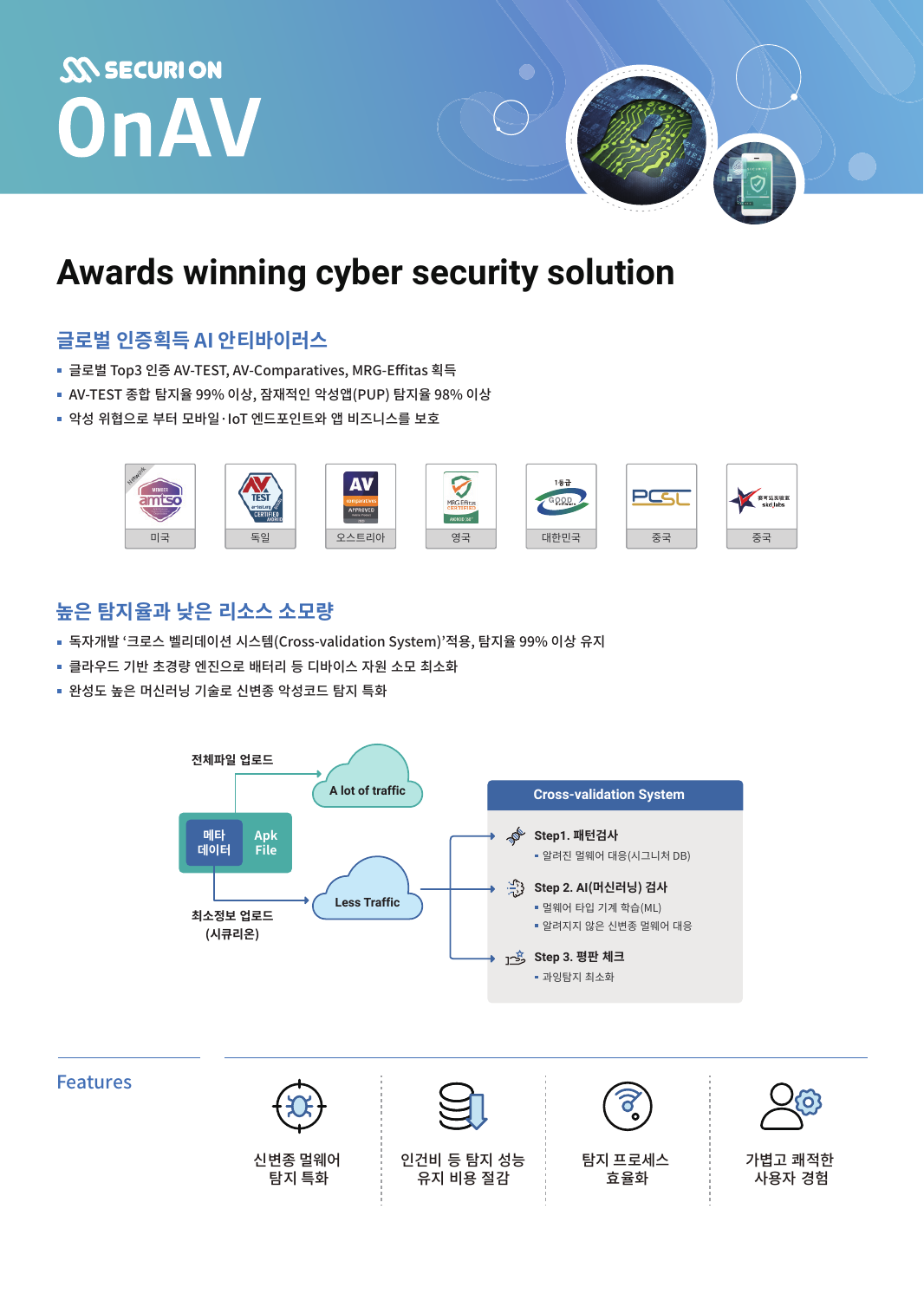SECURI ON

# OnAV

## Awards winning cyber security solution

### 글로벌 인증획득 AI 안티바이러스

- 글로벌 Top3 인증 AV-TEST, AV-Comparatives, MRG-Effitas 획득
- AV-TEST 종합 탐지율 99% 이상, 잠재적인 악성앱(PUP) 탐지율 98% 이상
- 악성 위협으로 부터 모바일·IoT 엔드포인트와 앱 비즈니스를 보호

| amtso | AV-TEST | AV-Comparatives | MRG Effitas | GOOD Software | PCSL | 中国反病毒 |
|---|---|---|---|---|---|---|
| 미국 | 독일 | 오스트리아 | 영국 | 대한민국 | 중국 | 중국 |

### 높은 탐지율과 낮은 리소스 소모량

- 독자개발 '크로스 벨리데이션 시스템(Cross-validation System)'적용, 탐지율 99% 이상 유지
- 클라우드 기반 초경량 엔진으로 배터리 등 디바이스 자원 소모 최소화
- 완성도 높은 머신러닝 기술로 신변종 악성코드 탐지 특화

전체파일 업로드 → A lot of traffic

메타 데이터 / Apk File

최소정보 업로드 (시큐리온) → Less Traffic

**Cross-validation System**

- **Step1. 패턴검사**
  - 알려진 멀웨어 대응(시그니처 DB)
- **Step 2. AI(머신러닝) 검사**
  - 멀웨어 타입 기계 학습(ML)
  - 알려지지 않은 신변종 멀웨어 대응
- **Step 3. 평판 체크**
  - 과잉탐지 최소화

### Features

| 신변종 멀웨어 탐지 특화 | 인건비 등 탐지 성능 유지 비용 절감 | 탐지 프로세스 효율화 | 가볍고 쾌적한 사용자 경험 |
|---|---|---|---|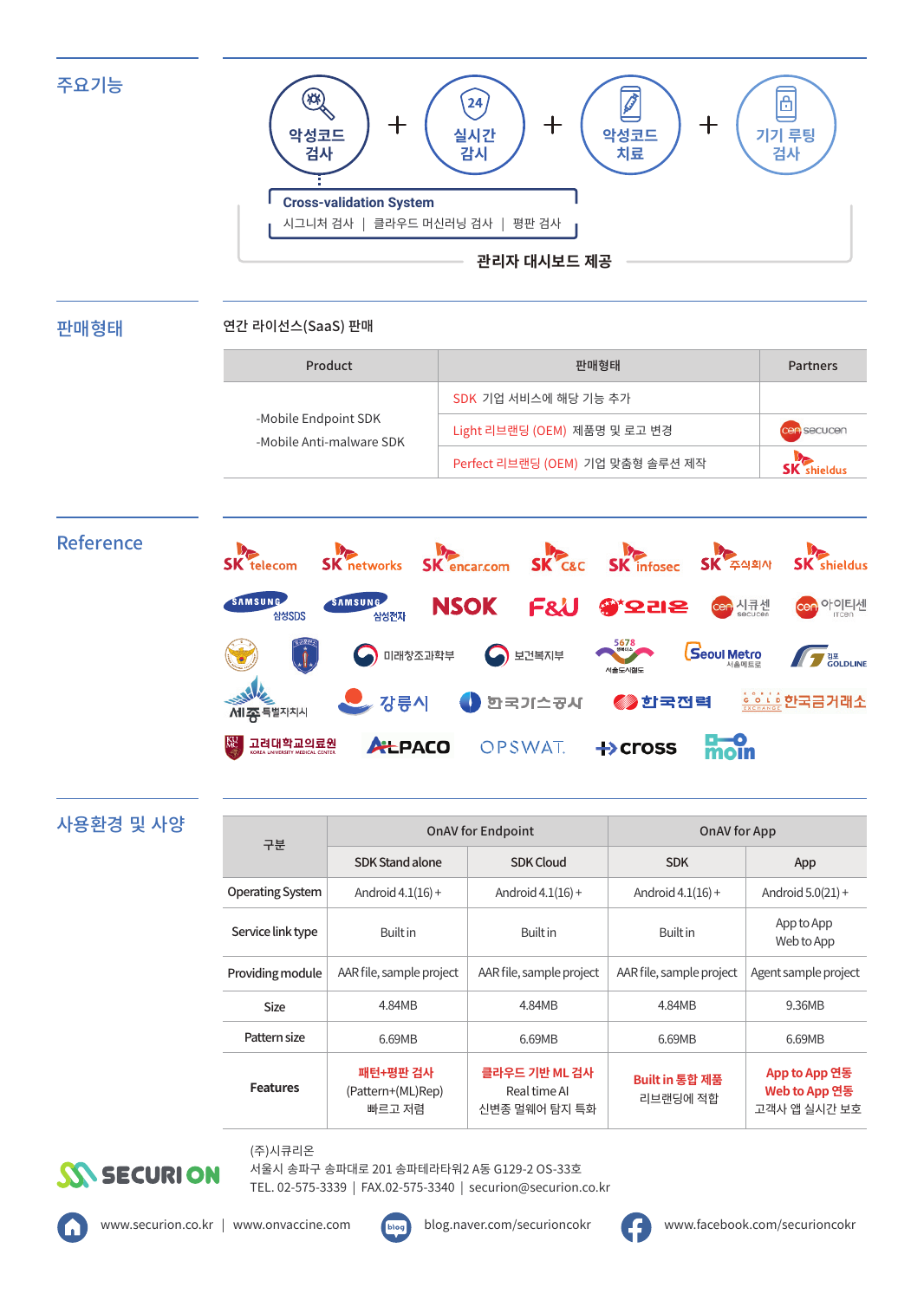## 주요기능

악성코드 검사 + 실시간 감시 + 악성코드 치료 + 기기 루팅 검사

**Cross-validation System**

시그니처 검사 | 클라우드 머신러닝 검사 | 평판 검사

**관리자 대시보드 제공**

## 판매형태

연간 라이선스(SaaS) 판매

| Product | 판매형태 | Partners |
|---|---|---|
| -Mobile Endpoint SDK<br>-Mobile Anti-malware SDK | SDK 기업 서비스에 해당 기능 추가 | |
| | Light 리브랜딩 (OEM) 제품명 및 로고 변경 | secucen |
| | Perfect 리브랜딩 (OEM) 기업 맞춤형 솔루션 제작 | SK shieldus |

## Reference

SK telecom, SK networks, SK encar.com, SK C&C, SK infosec, SK 주식회사, SK shieldus, SAMSUNG 삼성SDS, SAMSUNG 삼성전자, NSOK, F&U, 오리온, 시큐센, 아이티센, 미래창조과학부, 보건복지부, 서울도시철도, Seoul Metro 서울메트로, GOLDLINE, 세종특별자치시, 강릉시, 한국가스공사, 한국전력, 한국금거래소, 고려대학교의료원, ALPACO, OPSWAT, cross, moin

## 사용환경 및 사양

| 구분 | OnAV for Endpoint | | OnAV for App | |
|---|---|---|---|---|
| | SDK Stand alone | SDK Cloud | SDK | App |
| Operating System | Android 4.1(16) + | Android 4.1(16) + | Android 4.1(16) + | Android 5.0(21) + |
| Service link type | Built in | Built in | Built in | App to App<br>Web to App |
| Providing module | AAR file, sample project | AAR file, sample project | AAR file, sample project | Agent sample project |
| Size | 4.84MB | 4.84MB | 4.84MB | 9.36MB |
| Pattern size | 6.69MB | 6.69MB | 6.69MB | 6.69MB |
| Features | 패턴+평판 검사<br>(Pattern+(ML)Rep)<br>빠르고 저렴 | 클라우드 기반 ML 검사<br>Real time AI<br>신변종 멀웨어 탐지 특화 | Built in 통합 제품<br>리브랜딩에 적합 | App to App 연동<br>Web to App 연동<br>고객사 앱 실시간 보호 |

SECURI ON

(주)시큐리온
서울시 송파구 송파대로 201 송파테라타워2 A동 G129-2 OS-33호
TEL. 02-575-3339 | FAX.02-575-3340 | securion@securion.co.kr

www.securion.co.kr | www.onvaccine.com    blog.naver.com/securioncokr    www.facebook.com/securioncokr